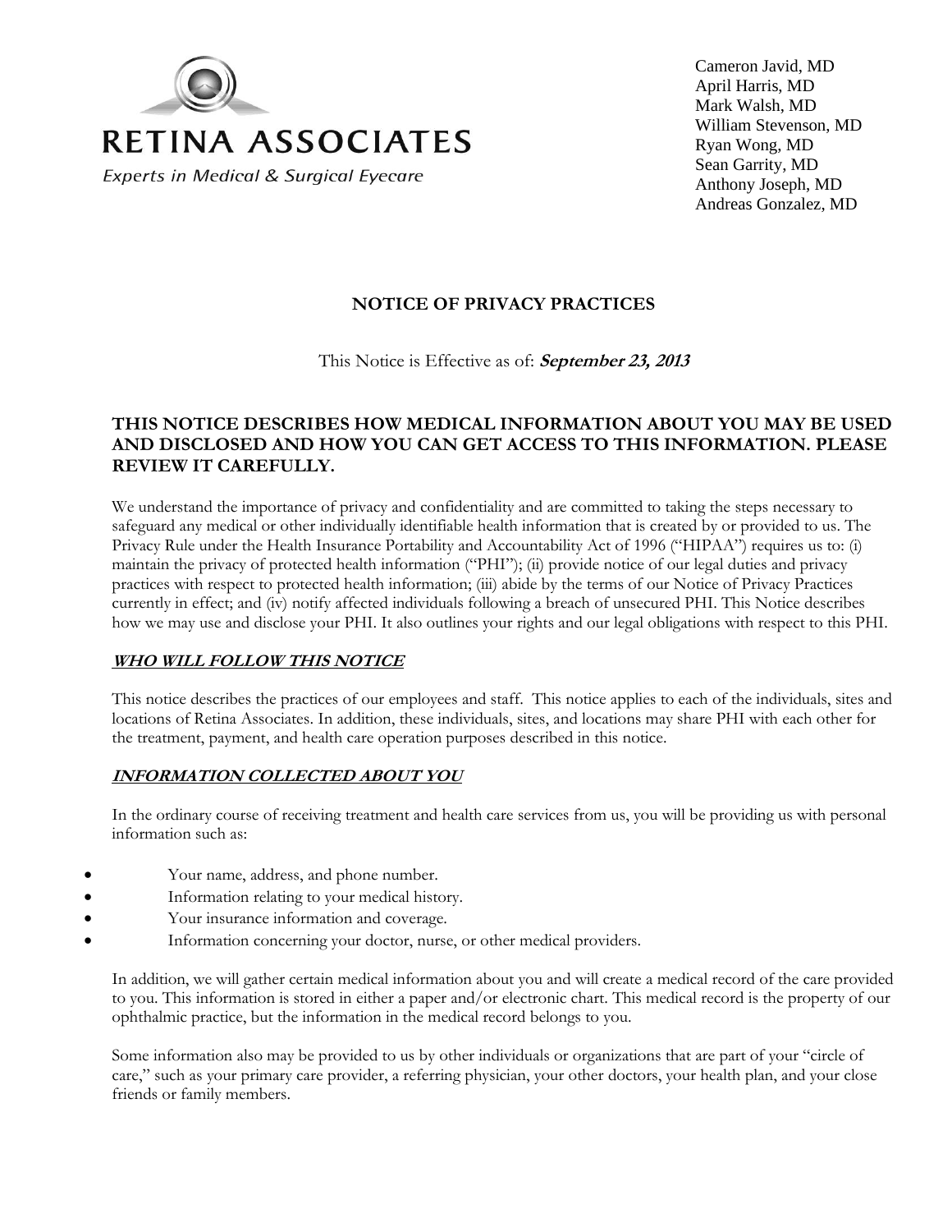RETINA ASSOCIATES

*Experts in Medical & Surgical Eyecare*

Cameron Javid, MD
April Harris, MD
Mark Walsh, MD
William Stevenson, MD
Ryan Wong, MD
Sean Garrity, MD
Anthony Joseph, MD
Andreas Gonzalez, MD

# NOTICE OF PRIVACY PRACTICES

This Notice is Effective as of: ***September 23, 2013***

## THIS NOTICE DESCRIBES HOW MEDICAL INFORMATION ABOUT YOU MAY BE USED AND DISCLOSED AND HOW YOU CAN GET ACCESS TO THIS INFORMATION. PLEASE REVIEW IT CAREFULLY.

We understand the importance of privacy and confidentiality and are committed to taking the steps necessary to safeguard any medical or other individually identifiable health information that is created by or provided to us. The Privacy Rule under the Health Insurance Portability and Accountability Act of 1996 ("HIPAA") requires us to: (i) maintain the privacy of protected health information ("PHI"); (ii) provide notice of our legal duties and privacy practices with respect to protected health information; (iii) abide by the terms of our Notice of Privacy Practices currently in effect; and (iv) notify affected individuals following a breach of unsecured PHI. This Notice describes how we may use and disclose your PHI. It also outlines your rights and our legal obligations with respect to this PHI.

### WHO WILL FOLLOW THIS NOTICE

This notice describes the practices of our employees and staff. This notice applies to each of the individuals, sites and locations of Retina Associates. In addition, these individuals, sites, and locations may share PHI with each other for the treatment, payment, and health care operation purposes described in this notice.

### INFORMATION COLLECTED ABOUT YOU

In the ordinary course of receiving treatment and health care services from us, you will be providing us with personal information such as:

- Your name, address, and phone number.
- Information relating to your medical history.
- Your insurance information and coverage.
- Information concerning your doctor, nurse, or other medical providers.

In addition, we will gather certain medical information about you and will create a medical record of the care provided to you. This information is stored in either a paper and/or electronic chart. This medical record is the property of our ophthalmic practice, but the information in the medical record belongs to you.

Some information also may be provided to us by other individuals or organizations that are part of your "circle of care," such as your primary care provider, a referring physician, your other doctors, your health plan, and your close friends or family members.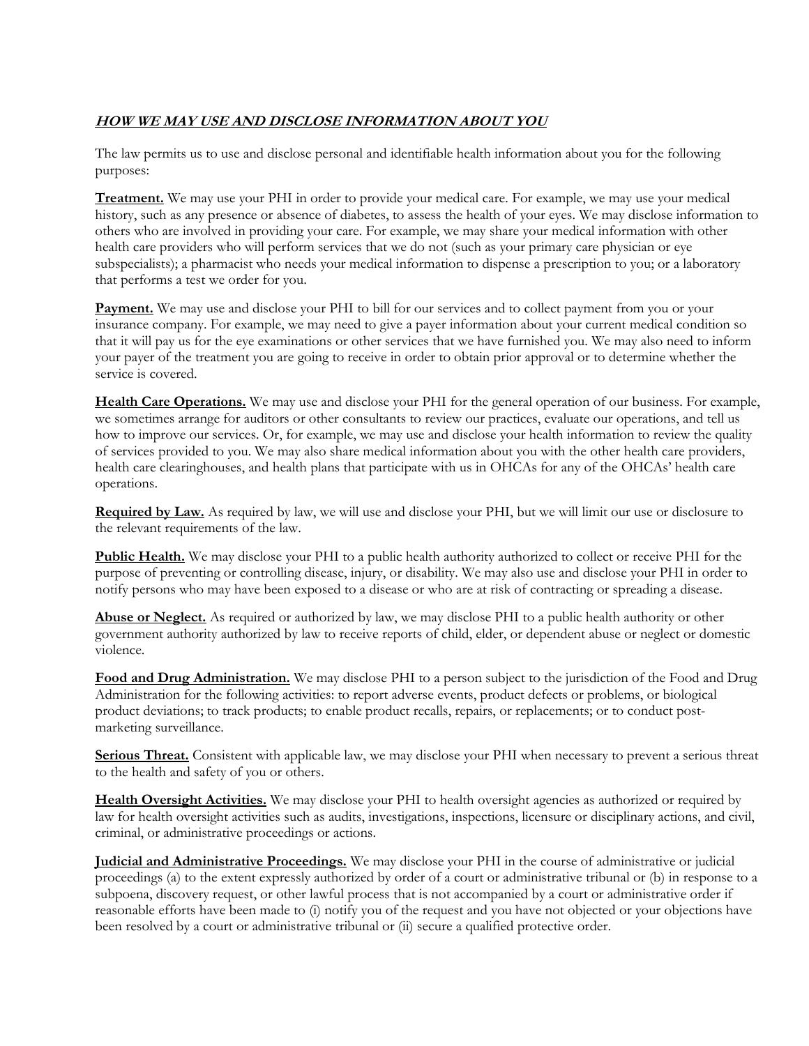## ***HOW WE MAY USE AND DISCLOSE INFORMATION ABOUT YOU***

The law permits us to use and disclose personal and identifiable health information about you for the following purposes:

**Treatment.** We may use your PHI in order to provide your medical care. For example, we may use your medical history, such as any presence or absence of diabetes, to assess the health of your eyes. We may disclose information to others who are involved in providing your care. For example, we may share your medical information with other health care providers who will perform services that we do not (such as your primary care physician or eye subspecialists); a pharmacist who needs your medical information to dispense a prescription to you; or a laboratory that performs a test we order for you.

**Payment.** We may use and disclose your PHI to bill for our services and to collect payment from you or your insurance company. For example, we may need to give a payer information about your current medical condition so that it will pay us for the eye examinations or other services that we have furnished you. We may also need to inform your payer of the treatment you are going to receive in order to obtain prior approval or to determine whether the service is covered.

**Health Care Operations.** We may use and disclose your PHI for the general operation of our business. For example, we sometimes arrange for auditors or other consultants to review our practices, evaluate our operations, and tell us how to improve our services. Or, for example, we may use and disclose your health information to review the quality of services provided to you. We may also share medical information about you with the other health care providers, health care clearinghouses, and health plans that participate with us in OHCAs for any of the OHCAs' health care operations.

**Required by Law.** As required by law, we will use and disclose your PHI, but we will limit our use or disclosure to the relevant requirements of the law.

**Public Health.** We may disclose your PHI to a public health authority authorized to collect or receive PHI for the purpose of preventing or controlling disease, injury, or disability. We may also use and disclose your PHI in order to notify persons who may have been exposed to a disease or who are at risk of contracting or spreading a disease.

**Abuse or Neglect.** As required or authorized by law, we may disclose PHI to a public health authority or other government authority authorized by law to receive reports of child, elder, or dependent abuse or neglect or domestic violence.

**Food and Drug Administration.** We may disclose PHI to a person subject to the jurisdiction of the Food and Drug Administration for the following activities: to report adverse events, product defects or problems, or biological product deviations; to track products; to enable product recalls, repairs, or replacements; or to conduct post-marketing surveillance.

**Serious Threat.** Consistent with applicable law, we may disclose your PHI when necessary to prevent a serious threat to the health and safety of you or others.

**Health Oversight Activities.** We may disclose your PHI to health oversight agencies as authorized or required by law for health oversight activities such as audits, investigations, inspections, licensure or disciplinary actions, and civil, criminal, or administrative proceedings or actions.

**Judicial and Administrative Proceedings.** We may disclose your PHI in the course of administrative or judicial proceedings (a) to the extent expressly authorized by order of a court or administrative tribunal or (b) in response to a subpoena, discovery request, or other lawful process that is not accompanied by a court or administrative order if reasonable efforts have been made to (i) notify you of the request and you have not objected or your objections have been resolved by a court or administrative tribunal or (ii) secure a qualified protective order.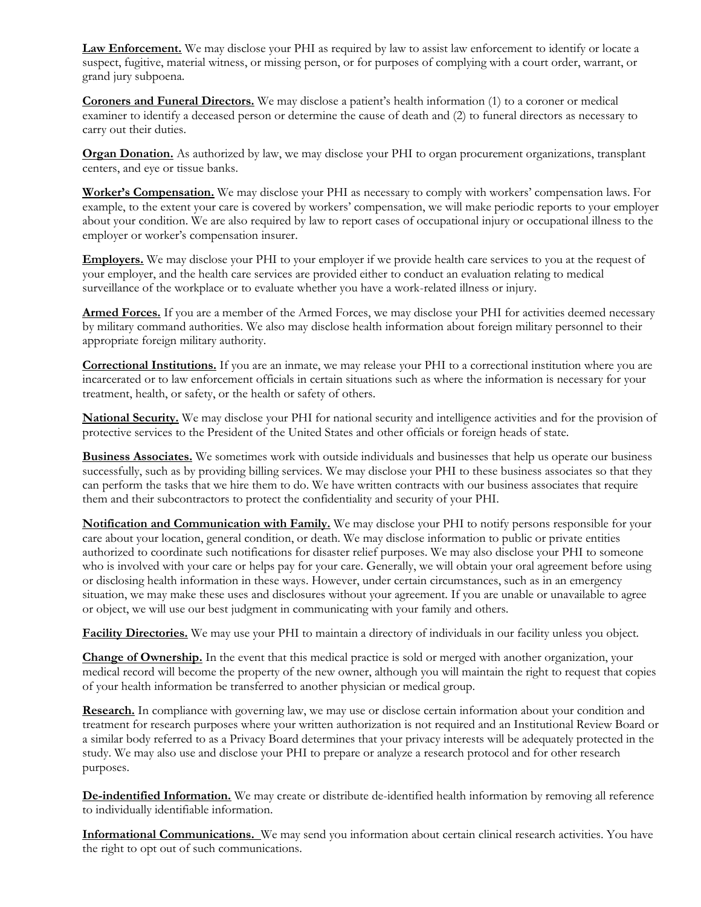**Law Enforcement.** We may disclose your PHI as required by law to assist law enforcement to identify or locate a suspect, fugitive, material witness, or missing person, or for purposes of complying with a court order, warrant, or grand jury subpoena.

**Coroners and Funeral Directors.** We may disclose a patient's health information (1) to a coroner or medical examiner to identify a deceased person or determine the cause of death and (2) to funeral directors as necessary to carry out their duties.

**Organ Donation.** As authorized by law, we may disclose your PHI to organ procurement organizations, transplant centers, and eye or tissue banks.

**Worker's Compensation.** We may disclose your PHI as necessary to comply with workers' compensation laws. For example, to the extent your care is covered by workers' compensation, we will make periodic reports to your employer about your condition. We are also required by law to report cases of occupational injury or occupational illness to the employer or worker's compensation insurer.

**Employers.** We may disclose your PHI to your employer if we provide health care services to you at the request of your employer, and the health care services are provided either to conduct an evaluation relating to medical surveillance of the workplace or to evaluate whether you have a work-related illness or injury.

**Armed Forces.** If you are a member of the Armed Forces, we may disclose your PHI for activities deemed necessary by military command authorities. We also may disclose health information about foreign military personnel to their appropriate foreign military authority.

**Correctional Institutions.** If you are an inmate, we may release your PHI to a correctional institution where you are incarcerated or to law enforcement officials in certain situations such as where the information is necessary for your treatment, health, or safety, or the health or safety of others.

**National Security.** We may disclose your PHI for national security and intelligence activities and for the provision of protective services to the President of the United States and other officials or foreign heads of state.

**Business Associates.** We sometimes work with outside individuals and businesses that help us operate our business successfully, such as by providing billing services. We may disclose your PHI to these business associates so that they can perform the tasks that we hire them to do. We have written contracts with our business associates that require them and their subcontractors to protect the confidentiality and security of your PHI.

**Notification and Communication with Family.** We may disclose your PHI to notify persons responsible for your care about your location, general condition, or death. We may disclose information to public or private entities authorized to coordinate such notifications for disaster relief purposes. We may also disclose your PHI to someone who is involved with your care or helps pay for your care. Generally, we will obtain your oral agreement before using or disclosing health information in these ways. However, under certain circumstances, such as in an emergency situation, we may make these uses and disclosures without your agreement. If you are unable or unavailable to agree or object, we will use our best judgment in communicating with your family and others.

**Facility Directories.** We may use your PHI to maintain a directory of individuals in our facility unless you object.

**Change of Ownership.** In the event that this medical practice is sold or merged with another organization, your medical record will become the property of the new owner, although you will maintain the right to request that copies of your health information be transferred to another physician or medical group.

**Research.** In compliance with governing law, we may use or disclose certain information about your condition and treatment for research purposes where your written authorization is not required and an Institutional Review Board or a similar body referred to as a Privacy Board determines that your privacy interests will be adequately protected in the study. We may also use and disclose your PHI to prepare or analyze a research protocol and for other research purposes.

**De-indentified Information.** We may create or distribute de-identified health information by removing all reference to individually identifiable information.

**Informational Communications.** We may send you information about certain clinical research activities. You have the right to opt out of such communications.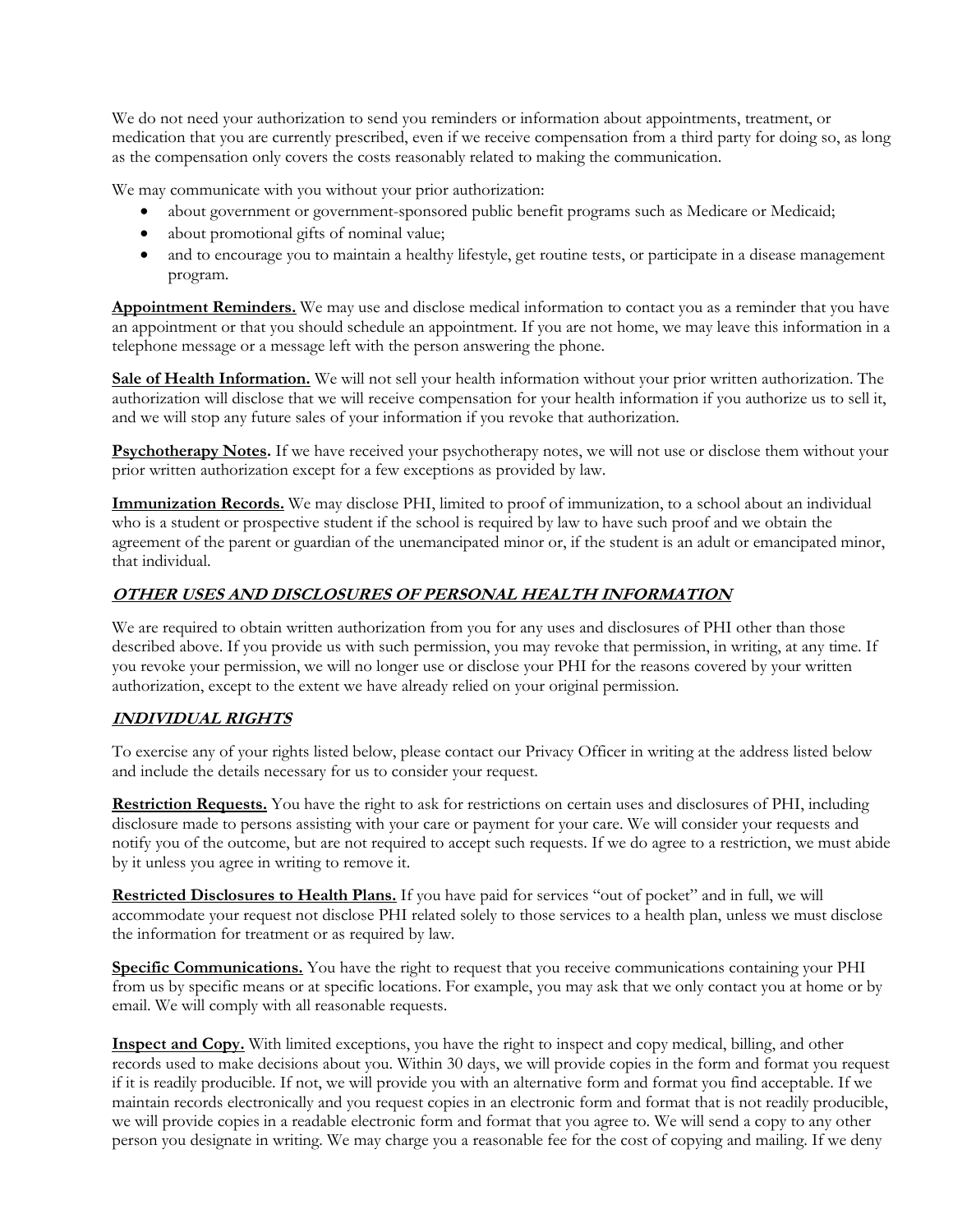We do not need your authorization to send you reminders or information about appointments, treatment, or medication that you are currently prescribed, even if we receive compensation from a third party for doing so, as long as the compensation only covers the costs reasonably related to making the communication.

We may communicate with you without your prior authorization:

- about government or government-sponsored public benefit programs such as Medicare or Medicaid;
- about promotional gifts of nominal value;
- and to encourage you to maintain a healthy lifestyle, get routine tests, or participate in a disease management program.

**Appointment Reminders.** We may use and disclose medical information to contact you as a reminder that you have an appointment or that you should schedule an appointment. If you are not home, we may leave this information in a telephone message or a message left with the person answering the phone.

**Sale of Health Information.** We will not sell your health information without your prior written authorization. The authorization will disclose that we will receive compensation for your health information if you authorize us to sell it, and we will stop any future sales of your information if you revoke that authorization.

**Psychotherapy Notes.** If we have received your psychotherapy notes, we will not use or disclose them without your prior written authorization except for a few exceptions as provided by law.

**Immunization Records.** We may disclose PHI, limited to proof of immunization, to a school about an individual who is a student or prospective student if the school is required by law to have such proof and we obtain the agreement of the parent or guardian of the unemancipated minor or, if the student is an adult or emancipated minor, that individual.

## ***OTHER USES AND DISCLOSURES OF PERSONAL HEALTH INFORMATION***

We are required to obtain written authorization from you for any uses and disclosures of PHI other than those described above. If you provide us with such permission, you may revoke that permission, in writing, at any time. If you revoke your permission, we will no longer use or disclose your PHI for the reasons covered by your written authorization, except to the extent we have already relied on your original permission.

## ***INDIVIDUAL RIGHTS***

To exercise any of your rights listed below, please contact our Privacy Officer in writing at the address listed below and include the details necessary for us to consider your request.

**Restriction Requests.** You have the right to ask for restrictions on certain uses and disclosures of PHI, including disclosure made to persons assisting with your care or payment for your care. We will consider your requests and notify you of the outcome, but are not required to accept such requests. If we do agree to a restriction, we must abide by it unless you agree in writing to remove it.

**Restricted Disclosures to Health Plans.** If you have paid for services "out of pocket" and in full, we will accommodate your request not disclose PHI related solely to those services to a health plan, unless we must disclose the information for treatment or as required by law.

**Specific Communications.** You have the right to request that you receive communications containing your PHI from us by specific means or at specific locations. For example, you may ask that we only contact you at home or by email. We will comply with all reasonable requests.

**Inspect and Copy.** With limited exceptions, you have the right to inspect and copy medical, billing, and other records used to make decisions about you. Within 30 days, we will provide copies in the form and format you request if it is readily producible. If not, we will provide you with an alternative form and format you find acceptable. If we maintain records electronically and you request copies in an electronic form and format that is not readily producible, we will provide copies in a readable electronic form and format that you agree to. We will send a copy to any other person you designate in writing. We may charge you a reasonable fee for the cost of copying and mailing. If we deny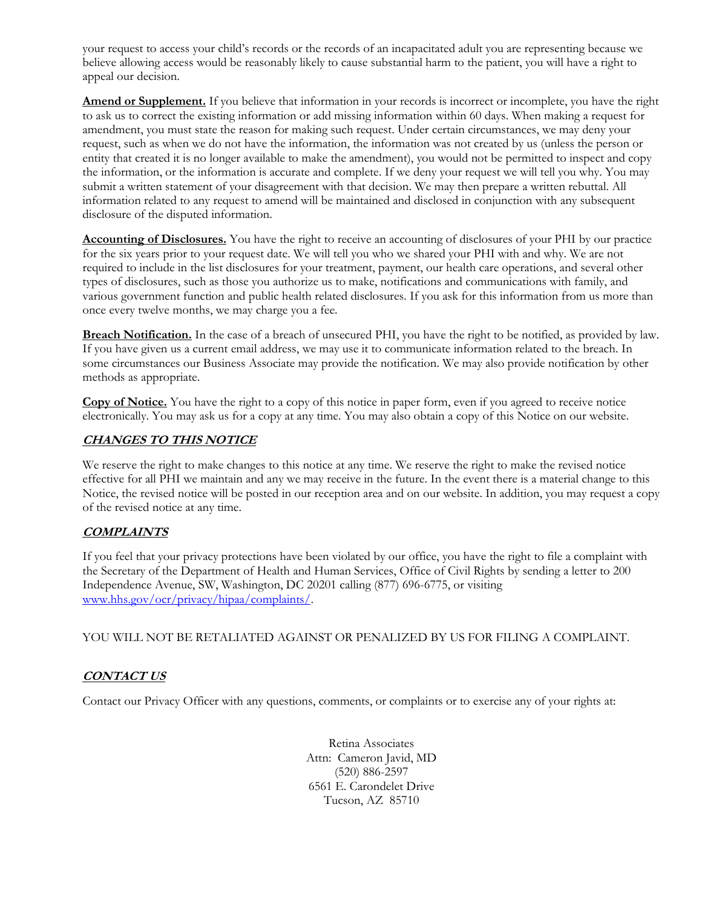your request to access your child's records or the records of an incapacitated adult you are representing because we believe allowing access would be reasonably likely to cause substantial harm to the patient, you will have a right to appeal our decision.

**Amend or Supplement.** If you believe that information in your records is incorrect or incomplete, you have the right to ask us to correct the existing information or add missing information within 60 days. When making a request for amendment, you must state the reason for making such request. Under certain circumstances, we may deny your request, such as when we do not have the information, the information was not created by us (unless the person or entity that created it is no longer available to make the amendment), you would not be permitted to inspect and copy the information, or the information is accurate and complete. If we deny your request we will tell you why. You may submit a written statement of your disagreement with that decision. We may then prepare a written rebuttal. All information related to any request to amend will be maintained and disclosed in conjunction with any subsequent disclosure of the disputed information.

**Accounting of Disclosures.** You have the right to receive an accounting of disclosures of your PHI by our practice for the six years prior to your request date. We will tell you who we shared your PHI with and why. We are not required to include in the list disclosures for your treatment, payment, our health care operations, and several other types of disclosures, such as those you authorize us to make, notifications and communications with family, and various government function and public health related disclosures. If you ask for this information from us more than once every twelve months, we may charge you a fee.

**Breach Notification.** In the case of a breach of unsecured PHI, you have the right to be notified, as provided by law. If you have given us a current email address, we may use it to communicate information related to the breach. In some circumstances our Business Associate may provide the notification. We may also provide notification by other methods as appropriate.

**Copy of Notice.** You have the right to a copy of this notice in paper form, even if you agreed to receive notice electronically. You may ask us for a copy at any time. You may also obtain a copy of this Notice on our website.

## CHANGES TO THIS NOTICE

We reserve the right to make changes to this notice at any time. We reserve the right to make the revised notice effective for all PHI we maintain and any we may receive in the future. In the event there is a material change to this Notice, the revised notice will be posted in our reception area and on our website. In addition, you may request a copy of the revised notice at any time.

## COMPLAINTS

If you feel that your privacy protections have been violated by our office, you have the right to file a complaint with the Secretary of the Department of Health and Human Services, Office of Civil Rights by sending a letter to 200 Independence Avenue, SW, Washington, DC 20201 calling (877) 696-6775, or visiting [www.hhs.gov/ocr/privacy/hipaa/complaints/](http://www.hhs.gov/ocr/privacy/hipaa/complaints/).

YOU WILL NOT BE RETALIATED AGAINST OR PENALIZED BY US FOR FILING A COMPLAINT.

## CONTACT US

Contact our Privacy Officer with any questions, comments, or complaints or to exercise any of your rights at:

Retina Associates  
Attn: Cameron Javid, MD  
(520) 886-2597  
6561 E. Carondelet Drive  
Tucson, AZ 85710